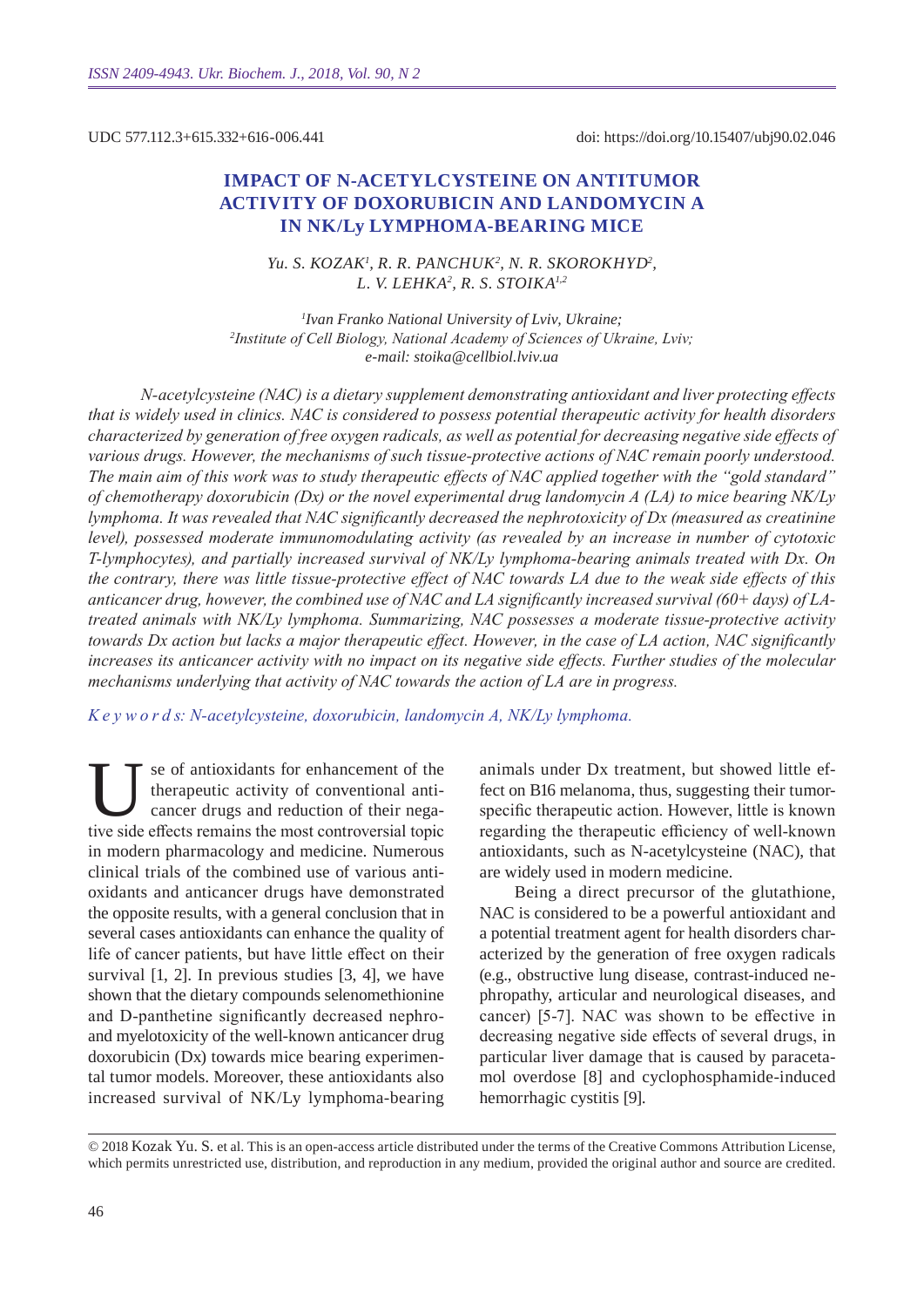UDC 577.112.3+615.332+616-006.441

doi: https://doi.org/10.15407/ubj90.02.046

# IMPACT OF N-ACETYLCYSTEINE ON ANTITUMOR ACTIVITY OF DOXORUBICIN AND LANDOMYCIN A IN NK/Ly LYMPHOMA-BEARING MICE

*Yu. S. KOZAK[1], R. R. PANCHUK[2], N. R. SKOROKHYD[2], L. V. LEHKA[2], R. S. STOIKA[1,2]*

*[1]Ivan Franko National University of Lviv, Ukraine;*
*[2]Institute of Cell Biology, National Academy of Sciences of Ukraine, Lviv;*
*e-mail: stoika@cellbiol.lviv.ua*

*N-acetylcysteine (NAC) is a dietary supplement demonstrating antioxidant and liver protecting effects that is widely used in clinics. NAC is considered to possess potential therapeutic activity for health disorders characterized by generation of free oxygen radicals, as well as potential for decreasing negative side effects of various drugs. However, the mechanisms of such tissue-protective actions of NAC remain poorly understood. The main aim of this work was to study therapeutic effects of NAC applied together with the "gold standard" of chemotherapy doxorubicin (Dx) or the novel experimental drug landomycin A (LA) to mice bearing NK/Ly lymphoma. It was revealed that NAC significantly decreased the nephrotoxicity of Dx (measured as creatinine level), possessed moderate immunomodulating activity (as revealed by an increase in number of cytotoxic T-lymphocytes), and partially increased survival of NK/Ly lymphoma-bearing animals treated with Dx. On the contrary, there was little tissue-protective effect of NAC towards LA due to the weak side effects of this anticancer drug, however, the combined use of NAC and LA significantly increased survival (60+ days) of LA-treated animals with NK/Ly lymphoma. Summarizing, NAC possesses a moderate tissue-protective activity towards Dx action but lacks a major therapeutic effect. However, in the case of LA action, NAC significantly increases its anticancer activity with no impact on its negative side effects. Further studies of the molecular mechanisms underlying that activity of NAC towards the action of LA are in progress.*

*K e y w o r d s: N-acetylcysteine, doxorubicin, landomycin A, NK/Ly lymphoma.*

Use of antioxidants for enhancement of the therapeutic activity of conventional anticancer drugs and reduction of their negative side effects remains the most controversial topic in modern pharmacology and medicine. Numerous clinical trials of the combined use of various antioxidants and anticancer drugs have demonstrated the opposite results, with a general conclusion that in several cases antioxidants can enhance the quality of life of cancer patients, but have little effect on their survival [1, 2]. In previous studies [3, 4], we have shown that the dietary compounds selenomethionine and D-panthetine significantly decreased nephro- and myelotoxicity of the well-known anticancer drug doxorubicin (Dx) towards mice bearing experimental tumor models. Moreover, these antioxidants also increased survival of NK/Ly lymphoma-bearing animals under Dx treatment, but showed little effect on B16 melanoma, thus, suggesting their tumor-specific therapeutic action. However, little is known regarding the therapeutic efficiency of well-known antioxidants, such as N-acetylcysteine (NAC), that are widely used in modern medicine.

Being a direct precursor of the glutathione, NAC is considered to be a powerful antioxidant and a potential treatment agent for health disorders characterized by the generation of free oxygen radicals (e.g., obstructive lung disease, contrast-induced nephropathy, articular and neurological diseases, and cancer) [5-7]. NAC was shown to be effective in decreasing negative side effects of several drugs, in particular liver damage that is caused by paracetamol overdose [8] and cyclophosphamide-induced hemorrhagic cystitis [9].

© 2018 Kozak Yu. S. et al. This is an open-access article distributed under the terms of the Creative Commons Attribution License, which permits unrestricted use, distribution, and reproduction in any medium, provided the original author and source are credited.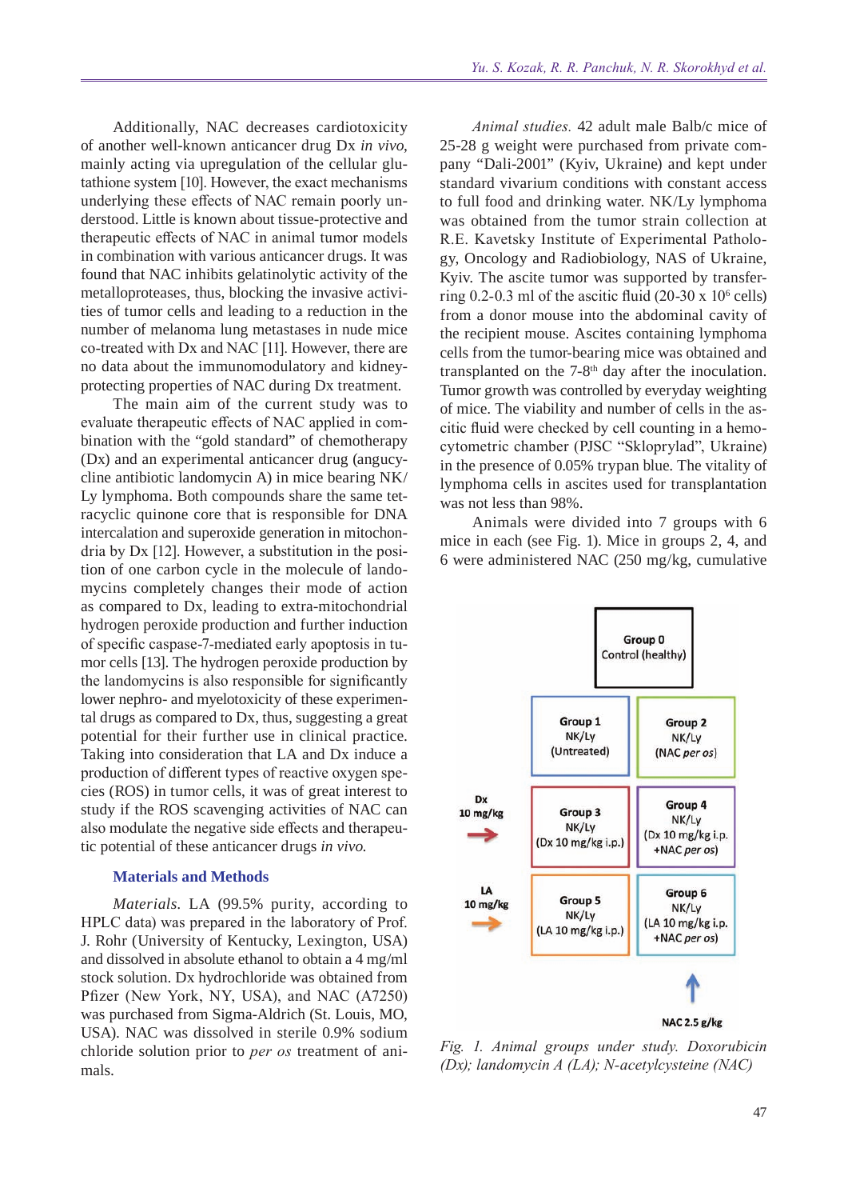Additionally, NAC decreases cardiotoxicity of another well-known anticancer drug Dx *in vivo*, mainly acting via upregulation of the cellular glutathione system [10]. However, the exact mechanisms underlying these effects of NAC remain poorly understood. Little is known about tissue-protective and therapeutic effects of NAC in animal tumor models in combination with various anticancer drugs. It was found that NAC inhibits gelatinolytic activity of the metalloproteases, thus, blocking the invasive activities of tumor cells and leading to a reduction in the number of melanoma lung metastases in nude mice co-treated with Dx and NAC [11]. However, there are no data about the immunomodulatory and kidney-protecting properties of NAC during Dx treatment.

The main aim of the current study was to evaluate therapeutic effects of NAC applied in combination with the "gold standard" of chemotherapy (Dx) and an experimental anticancer drug (angucycline antibiotic landomycin A) in mice bearing NK/Ly lymphoma. Both compounds share the same tetracyclic quinone core that is responsible for DNA intercalation and superoxide generation in mitochondria by Dx [12]. However, a substitution in the position of one carbon cycle in the molecule of landomycins completely changes their mode of action as compared to Dx, leading to extra-mitochondrial hydrogen peroxide production and further induction of specific caspase-7-mediated early apoptosis in tumor cells [13]. The hydrogen peroxide production by the landomycins is also responsible for significantly lower nephro- and myelotoxicity of these experimental drugs as compared to Dx, thus, suggesting a great potential for their further use in clinical practice. Taking into consideration that LA and Dx induce a production of different types of reactive oxygen species (ROS) in tumor cells, it was of great interest to study if the ROS scavenging activities of NAC can also modulate the negative side effects and therapeutic potential of these anticancer drugs *in vivo.*

## Materials and Methods

*Materials.* LA (99.5% purity, according to HPLC data) was prepared in the laboratory of Prof. J. Rohr (University of Kentucky, Lexington, USA) and dissolved in absolute ethanol to obtain a 4 mg/ml stock solution. Dx hydrochloride was obtained from Pfizer (New York, NY, USA), and NAC (A7250) was purchased from Sigma-Aldrich (St. Louis, MO, USA). NAC was dissolved in sterile 0.9% sodium chloride solution prior to *per os* treatment of animals.

*Animal studies.* 42 adult male Balb/c mice of 25-28 g weight were purchased from private company "Dali-2001" (Kyiv, Ukraine) and kept under standard vivarium conditions with constant access to full food and drinking water. NK/Ly lymphoma was obtained from the tumor strain collection at R.E. Kavetsky Institute of Experimental Pathology, Oncology and Radiobiology, NAS of Ukraine, Kyiv. The ascite tumor was supported by transferring 0.2-0.3 ml of the ascitic fluid (20-30 x $10^6$ cells) from a donor mouse into the abdominal cavity of the recipient mouse. Ascites containing lymphoma cells from the tumor-bearing mice was obtained and transplanted on the 7-8$^{th}$ day after the inoculation. Tumor growth was controlled by everyday weighting of mice. The viability and number of cells in the ascitic fluid were checked by cell counting in a hemocytometric chamber (PJSC "Skloprylad", Ukraine) in the presence of 0.05% trypan blue. The vitality of lymphoma cells in ascites used for transplantation was not less than 98%.

Animals were divided into 7 groups with 6 mice in each (see Fig. 1). Mice in groups 2, 4, and 6 were administered NAC (250 mg/kg, cumulative

| | | |
|---|---|---|
| | | Group 0 Control (healthy) |
| | Group 1 NK/Ly (Untreated) | Group 2 NK/Ly (NAC *per os*) |
| Dx 10 mg/kg → | Group 3 NK/Ly (Dx 10 mg/kg i.p.) | Group 4 NK/Ly (Dx 10 mg/kg i.p. +NAC *per os*) |
| LA 10 mg/kg → | Group 5 NK/Ly (LA 10 mg/kg i.p.) | Group 6 NK/Ly (LA 10 mg/kg i.p. +NAC *per os*) |
| | | ↑ NAC 2.5 g/kg |

*Fig. 1. Animal groups under study. Doxorubicin (Dx); landomycin A (LA); N-acetylcysteine (NAC)*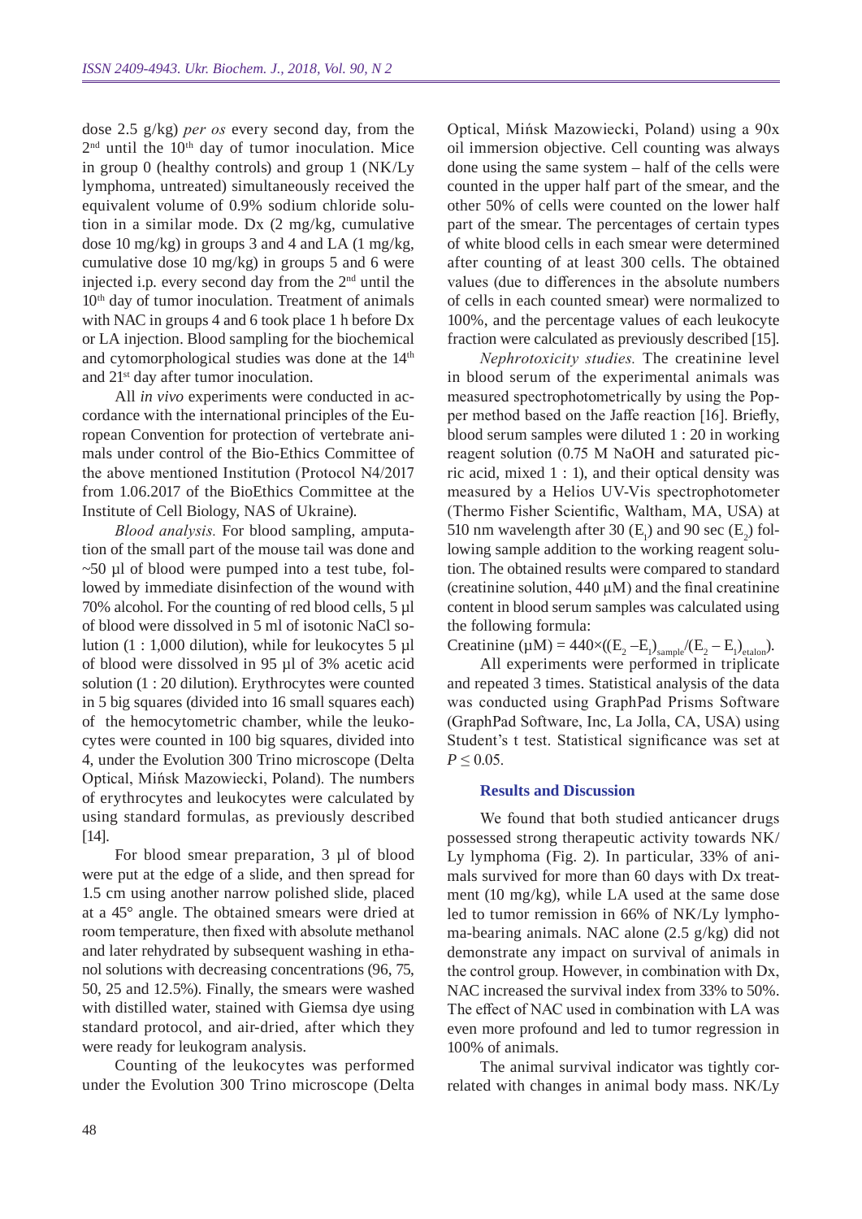dose 2.5 g/kg) *per os* every second day, from the 2[nd] until the 10[th] day of tumor inoculation. Mice in group 0 (healthy controls) and group 1 (NK/Ly lymphoma, untreated) simultaneously received the equivalent volume of 0.9% sodium chloride solution in a similar mode. Dx (2 mg/kg, cumulative dose 10 mg/kg) in groups 3 and 4 and LA (1 mg/kg, cumulative dose 10 mg/kg) in groups 5 and 6 were injected i.p. every second day from the 2[nd] until the 10[th] day of tumor inoculation. Treatment of animals with NAC in groups 4 and 6 took place 1 h before Dx or LA injection. Blood sampling for the biochemical and cytomorphological studies was done at the 14[th] and 21[st] day after tumor inoculation.

All *in vivo* experiments were conducted in accordance with the international principles of the European Convention for protection of vertebrate animals under control of the Bio-Ethics Committee of the above mentioned Institution (Protocol N4/2017 from 1.06.2017 of the BioEthics Committee at the Institute of Cell Biology, NAS of Ukraine).

*Blood analysis.* For blood sampling, amputation of the small part of the mouse tail was done and ~50 µl of blood were pumped into a test tube, followed by immediate disinfection of the wound with 70% alcohol. For the counting of red blood cells, 5 µl of blood were dissolved in 5 ml of isotonic NaCl solution (1 : 1,000 dilution), while for leukocytes 5 µl of blood were dissolved in 95 µl of 3% acetic acid solution (1 : 20 dilution). Erythrocytes were counted in 5 big squares (divided into 16 small squares each) of the hemocytometric chamber, while the leukocytes were counted in 100 big squares, divided into 4, under the Evolution 300 Trino microscope (Delta Optical, Mińsk Mazowiecki, Poland). The numbers of erythrocytes and leukocytes were calculated by using standard formulas, as previously described [14].

For blood smear preparation, 3 µl of blood were put at the edge of a slide, and then spread for 1.5 cm using another narrow polished slide, placed at a 45° angle. The obtained smears were dried at room temperature, then fixed with absolute methanol and later rehydrated by subsequent washing in ethanol solutions with decreasing concentrations (96, 75, 50, 25 and 12.5%). Finally, the smears were washed with distilled water, stained with Giemsa dye using standard protocol, and air-dried, after which they were ready for leukogram analysis.

Counting of the leukocytes was performed under the Evolution 300 Trino microscope (Delta Optical, Mińsk Mazowiecki, Poland) using a 90x oil immersion objective. Cell counting was always done using the same system – half of the cells were counted in the upper half part of the smear, and the other 50% of cells were counted on the lower half part of the smear. The percentages of certain types of white blood cells in each smear were determined after counting of at least 300 cells. The obtained values (due to differences in the absolute numbers of cells in each counted smear) were normalized to 100%, and the percentage values of each leukocyte fraction were calculated as previously described [15].

*Nephrotoxicity studies.* The creatinine level in blood serum of the experimental animals was measured spectrophotometrically by using the Popper method based on the Jaffe reaction [16]. Briefly, blood serum samples were diluted 1 : 20 in working reagent solution (0.75 M NaOH and saturated picric acid, mixed 1 : 1), and their optical density was measured by a Helios UV-Vis spectrophotometer (Thermo Fisher Scientific, Waltham, MA, USA) at 510 nm wavelength after 30 ($E_1$) and 90 sec ($E_2$) following sample addition to the working reagent solution. The obtained results were compared to standard (creatinine solution, 440 µM) and the final creatinine content in blood serum samples was calculated using the following formula:

$$\text{Creatinine } (\mu M) = 440\times((E_2 - E_1)_{sample}/(E_2 - E_1)_{etalon}).$$

All experiments were performed in triplicate and repeated 3 times. Statistical analysis of the data was conducted using GraphPad Prisms Software (GraphPad Software, Inc, La Jolla, CA, USA) using Student's t test. Statistical significance was set at $P \leq 0.05$.

## Results and Discussion

We found that both studied anticancer drugs possessed strong therapeutic activity towards NK/Ly lymphoma (Fig. 2). In particular, 33% of animals survived for more than 60 days with Dx treatment (10 mg/kg), while LA used at the same dose led to tumor remission in 66% of NK/Ly lymphoma-bearing animals. NAC alone (2.5 g/kg) did not demonstrate any impact on survival of animals in the control group. However, in combination with Dx, NAC increased the survival index from 33% to 50%. The effect of NAC used in combination with LA was even more profound and led to tumor regression in 100% of animals.

The animal survival indicator was tightly correlated with changes in animal body mass. NK/Ly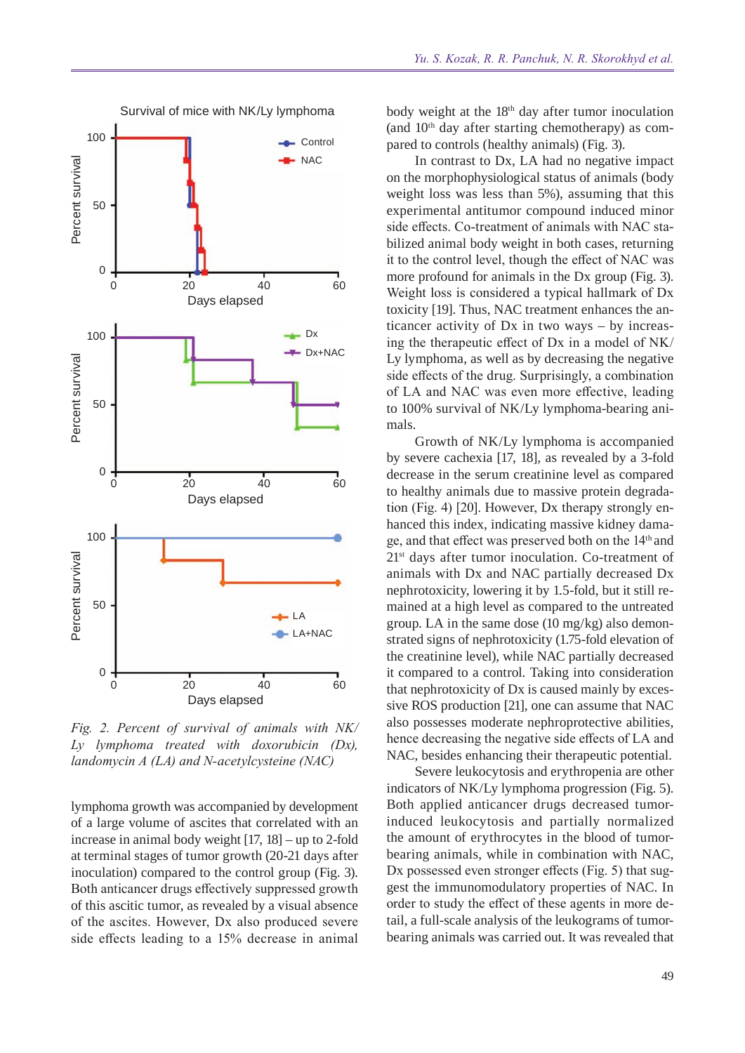*Fig. 2. Percent of survival of animals with NK/Ly lymphoma treated with doxorubicin (Dx), landomycin A (LA) and N-acetylcysteine (NAC)*

lymphoma growth was accompanied by development of a large volume of ascites that correlated with an increase in animal body weight [17, 18] – up to 2-fold at terminal stages of tumor growth (20-21 days after inoculation) compared to the control group (Fig. 3). Both anticancer drugs effectively suppressed growth of this ascitic tumor, as revealed by a visual absence of the ascites. However, Dx also produced severe side effects leading to a 15% decrease in animal body weight at the 18th day after tumor inoculation (and 10th day after starting chemotherapy) as compared to controls (healthy animals) (Fig. 3).

In contrast to Dx, LA had no negative impact on the morphophysiological status of animals (body weight loss was less than 5%), assuming that this experimental antitumor compound induced minor side effects. Co-treatment of animals with NAC stabilized animal body weight in both cases, returning it to the control level, though the effect of NAC was more profound for animals in the Dx group (Fig. 3). Weight loss is considered a typical hallmark of Dx toxicity [19]. Thus, NAC treatment enhances the anticancer activity of Dx in two ways – by increasing the therapeutic effect of Dx in a model of NK/Ly lymphoma, as well as by decreasing the negative side effects of the drug. Surprisingly, a combination of LA and NAC was even more effective, leading to 100% survival of NK/Ly lymphoma-bearing animals.

Growth of NK/Ly lymphoma is accompanied by severe cachexia [17, 18], as revealed by a 3-fold decrease in the serum creatinine level as compared to healthy animals due to massive protein degradation (Fig. 4) [20]. However, Dx therapy strongly enhanced this index, indicating massive kidney damage, and that effect was preserved both on the 14th and 21st days after tumor inoculation. Co-treatment of animals with Dx and NAC partially decreased Dx nephrotoxicity, lowering it by 1.5-fold, but it still remained at a high level as compared to the untreated group. LA in the same dose (10 mg/kg) also demonstrated signs of nephrotoxicity (1.75-fold elevation of the creatinine level), while NAC partially decreased it compared to a control. Taking into consideration that nephrotoxicity of Dx is caused mainly by excessive ROS production [21], one can assume that NAC also possesses moderate nephroprotective abilities, hence decreasing the negative side effects of LA and NAC, besides enhancing their therapeutic potential.

Severe leukocytosis and erythropenia are other indicators of NK/Ly lymphoma progression (Fig. 5). Both applied anticancer drugs decreased tumor-induced leukocytosis and partially normalized the amount of erythrocytes in the blood of tumor-bearing animals, while in combination with NAC, Dx possessed even stronger effects (Fig. 5) that suggest the immunomodulatory properties of NAC. In order to study the effect of these agents in more detail, a full-scale analysis of the leukograms of tumor-bearing animals was carried out. It was revealed that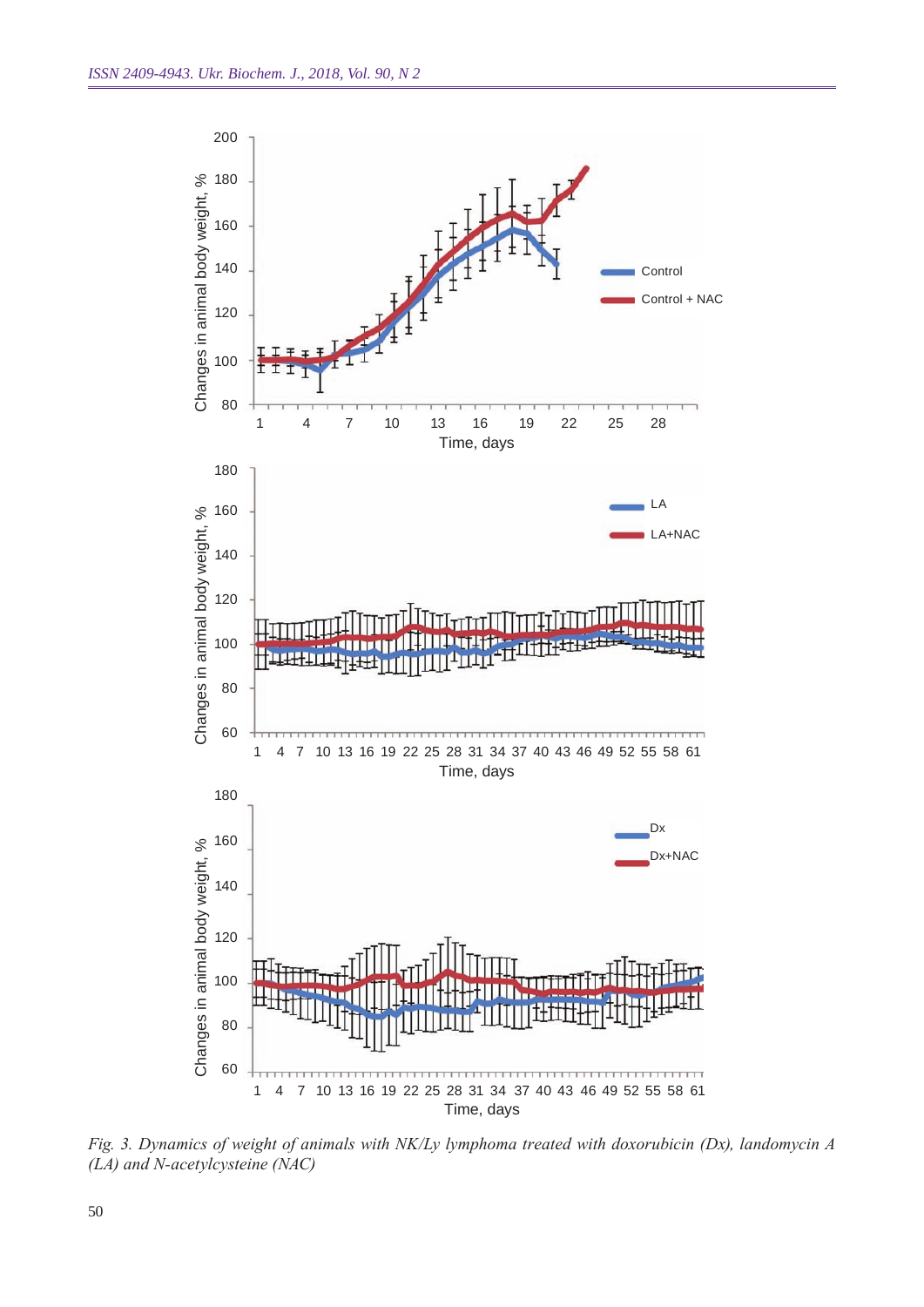*Fig. 3. Dynamics of weight of animals with NK/Ly lymphoma treated with doxorubicin (Dx), landomycin A (LA) and N-acetylcysteine (NAC)*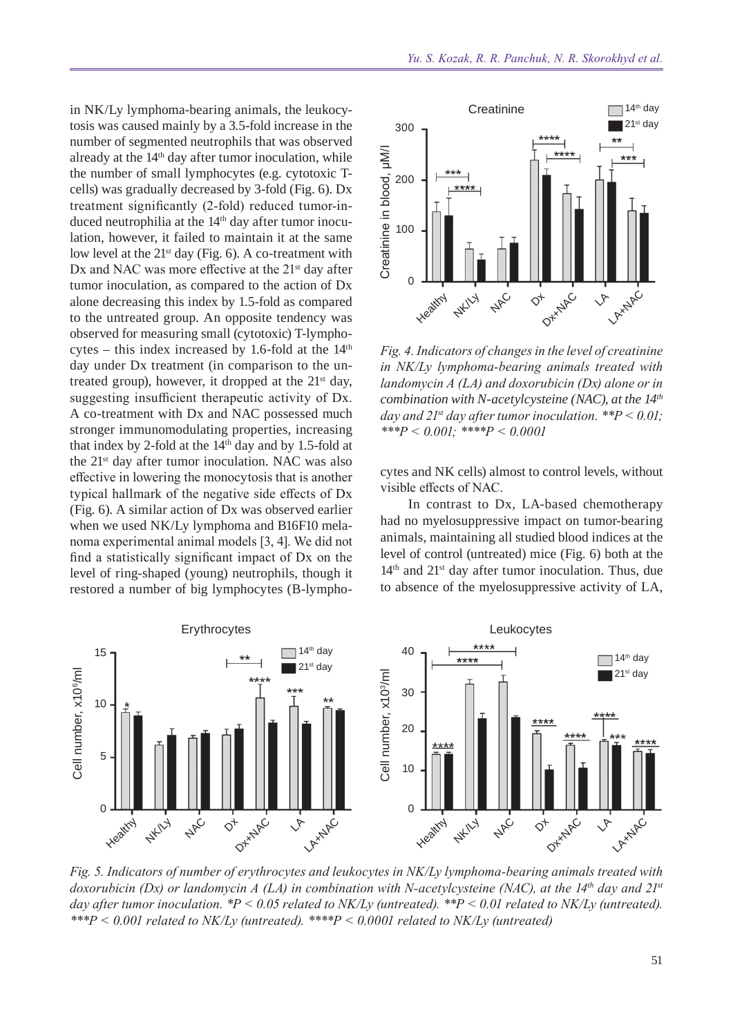in NK/Ly lymphoma-bearing animals, the leukocytosis was caused mainly by a 3.5-fold increase in the number of segmented neutrophils that was observed already at the 14th day after tumor inoculation, while the number of small lymphocytes (e.g. cytotoxic T-cells) was gradually decreased by 3-fold (Fig. 6). Dx treatment significantly (2-fold) reduced tumor-induced neutrophilia at the 14th day after tumor inoculation, however, it failed to maintain it at the same low level at the 21st day (Fig. 6). A co-treatment with Dx and NAC was more effective at the 21st day after tumor inoculation, as compared to the action of Dx alone decreasing this index by 1.5-fold as compared to the untreated group. An opposite tendency was observed for measuring small (cytotoxic) T-lymphocytes – this index increased by 1.6-fold at the 14th day under Dx treatment (in comparison to the untreated group), however, it dropped at the 21st day, suggesting insufficient therapeutic activity of Dx. A co-treatment with Dx and NAC possessed much stronger immunomodulating properties, increasing that index by 2-fold at the 14th day and by 1.5-fold at the 21st day after tumor inoculation. NAC was also effective in lowering the monocytosis that is another typical hallmark of the negative side effects of Dx (Fig. 6). A similar action of Dx was observed earlier when we used NK/Ly lymphoma and B16F10 melanoma experimental animal models [3, 4]. We did not find a statistically significant impact of Dx on the level of ring-shaped (young) neutrophils, though it restored a number of big lymphocytes (B-lymphocytes and NK cells) almost to control levels, without visible effects of NAC.

In contrast to Dx, LA-based chemotherapy had no myelosuppressive impact on tumor-bearing animals, maintaining all studied blood indices at the level of control (untreated) mice (Fig. 6) both at the 14th and 21st day after tumor inoculation. Thus, due to absence of the myelosuppressive activity of LA,

*Fig. 4. Indicators of changes in the level of creatinine in NK/Ly lymphoma-bearing animals treated with landomycin A (LA) and doxorubicin (Dx) alone or in combination with N-acetylcysteine (NAC), at the 14th day and 21st day after tumor inoculation. \*\*P < 0.01; \*\*\*P < 0.001; \*\*\*\*P < 0.0001*

*Fig. 5. Indicators of number of erythrocytes and leukocytes in NK/Ly lymphoma-bearing animals treated with doxorubicin (Dx) or landomycin A (LA) in combination with N-acetylcysteine (NAC), at the 14th day and 21st day after tumor inoculation. \*P < 0.05 related to NK/Ly (untreated). \*\*P < 0.01 related to NK/Ly (untreated). \*\*\*P < 0.001 related to NK/Ly (untreated). \*\*\*\*P < 0.0001 related to NK/Ly (untreated)*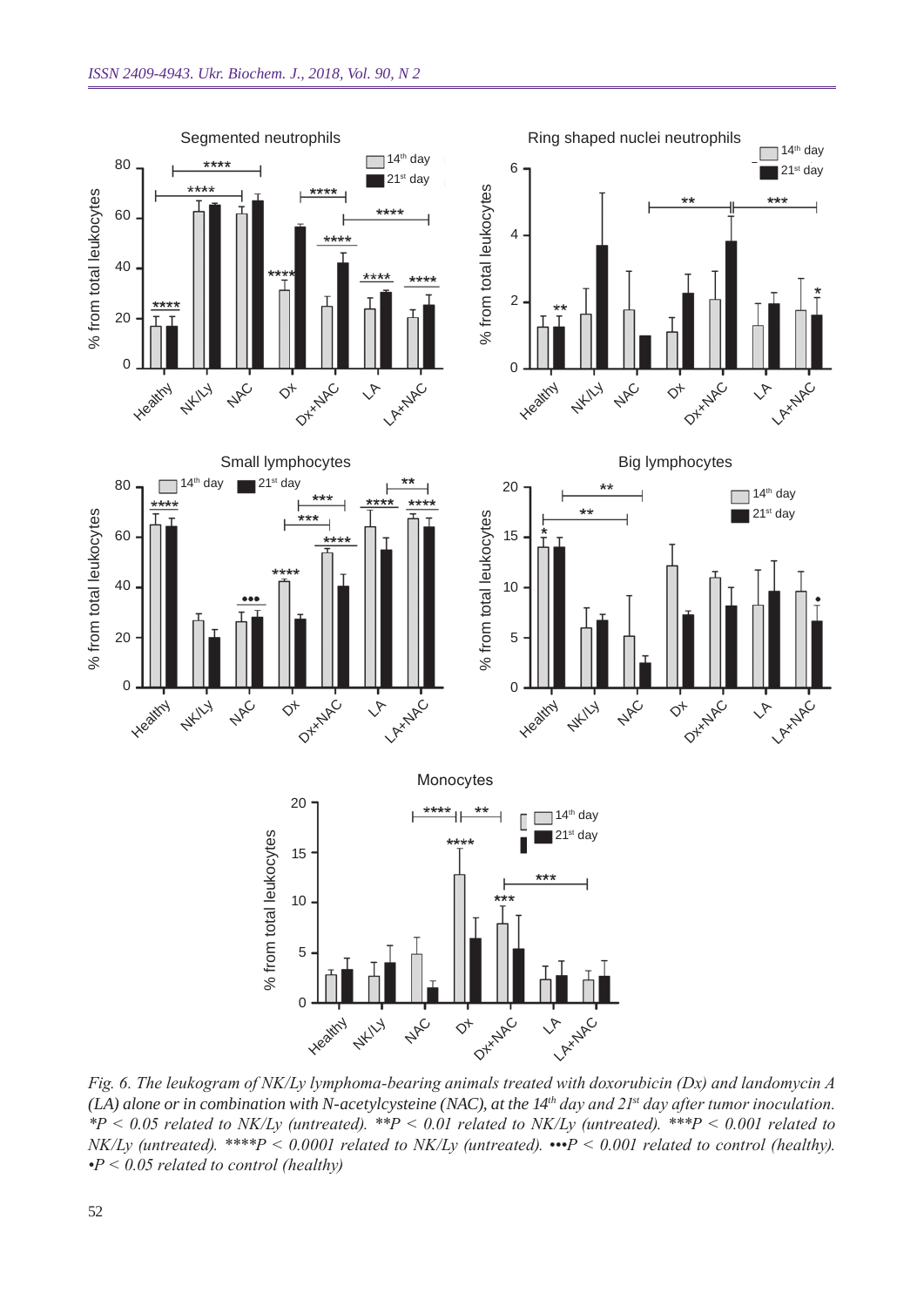*Fig. 6. The leukogram of NK/Ly lymphoma-bearing animals treated with doxorubicin (Dx) and landomycin A (LA) alone or in combination with N-acetylcysteine (NAC), at the 14th day and 21st day after tumor inoculation. \*P < 0.05 related to NK/Ly (untreated). \*\*P < 0.01 related to NK/Ly (untreated). \*\*\*P < 0.001 related to NK/Ly (untreated). \*\*\*\*P < 0.0001 related to NK/Ly (untreated). •••P < 0.001 related to control (healthy). •P < 0.05 related to control (healthy)*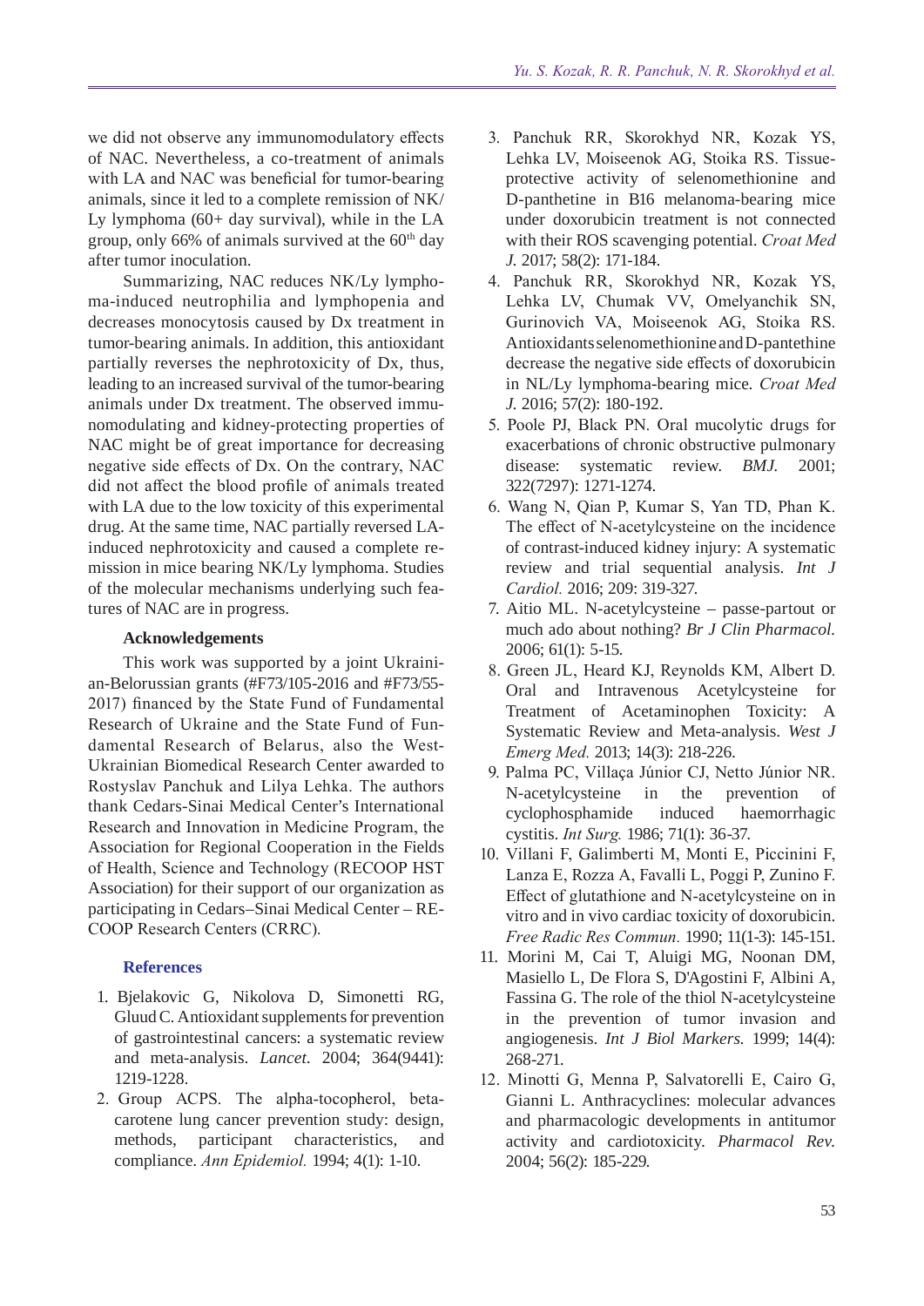we did not observe any immunomodulatory effects of NAC. Nevertheless, a co-treatment of animals with LA and NAC was beneficial for tumor-bearing animals, since it led to a complete remission of NK/Ly lymphoma (60+ day survival), while in the LA group, only 66% of animals survived at the 60$^{th}$ day after tumor inoculation.

Summarizing, NAC reduces NK/Ly lymphoma-induced neutrophilia and lymphopenia and decreases monocytosis caused by Dx treatment in tumor-bearing animals. In addition, this antioxidant partially reverses the nephrotoxicity of Dx, thus, leading to an increased survival of the tumor-bearing animals under Dx treatment. The observed immunomodulating and kidney-protecting properties of NAC might be of great importance for decreasing negative side effects of Dx. On the contrary, NAC did not affect the blood profile of animals treated with LA due to the low toxicity of this experimental drug. At the same time, NAC partially reversed LA-induced nephrotoxicity and caused a complete remission in mice bearing NK/Ly lymphoma. Studies of the molecular mechanisms underlying such features of NAC are in progress.

### Acknowledgements

This work was supported by a joint Ukrainian-Belorussian grants (#F73/105-2016 and #F73/55-2017) financed by the State Fund of Fundamental Research of Ukraine and the State Fund of Fundamental Research of Belarus, also the West-Ukrainian Biomedical Research Center awarded to Rostyslav Panchuk and Lilya Lehka. The authors thank Cedars-Sinai Medical Center's International Research and Innovation in Medicine Program, the Association for Regional Cooperation in the Fields of Health, Science and Technology (RECOOP HST Association) for their support of our organization as participating in Cedars–Sinai Medical Center – RECOOP Research Centers (CRRC).

## References

1. Bjelakovic G, Nikolova D, Simonetti RG, Gluud C. Antioxidant supplements for prevention of gastrointestinal cancers: a systematic review and meta-analysis. *Lancet.* 2004; 364(9441): 1219-1228.
2. Group ACPS. The alpha-tocopherol, beta-carotene lung cancer prevention study: design, methods, participant characteristics, and compliance. *Ann Epidemiol.* 1994; 4(1): 1-10.
3. Panchuk RR, Skorokhyd NR, Kozak YS, Lehka LV, Moiseenok AG, Stoika RS. Tissue-protective activity of selenomethionine and D-panthetine in B16 melanoma-bearing mice under doxorubicin treatment is not connected with their ROS scavenging potential. *Croat Med J.* 2017; 58(2): 171-184.
4. Panchuk RR, Skorokhyd NR, Kozak YS, Lehka LV, Chumak VV, Omelyanchik SN, Gurinovich VA, Moiseenok AG, Stoika RS. Antioxidants selenomethionine and D-pantethine decrease the negative side effects of doxorubicin in NL/Ly lymphoma-bearing mice. *Croat Med J.* 2016; 57(2): 180-192.
5. Poole PJ, Black PN. Oral mucolytic drugs for exacerbations of chronic obstructive pulmonary disease: systematic review. *BMJ.* 2001; 322(7297): 1271-1274.
6. Wang N, Qian P, Kumar S, Yan TD, Phan K. The effect of N-acetylcysteine on the incidence of contrast-induced kidney injury: A systematic review and trial sequential analysis. *Int J Cardiol.* 2016; 209: 319-327.
7. Aitio ML. N-acetylcysteine – passe-partout or much ado about nothing? *Br J Clin Pharmacol.* 2006; 61(1): 5-15.
8. Green JL, Heard KJ, Reynolds KM, Albert D. Oral and Intravenous Acetylcysteine for Treatment of Acetaminophen Toxicity: A Systematic Review and Meta-analysis. *West J Emerg Med.* 2013; 14(3): 218-226.
9. Palma PC, Villaça Júnior CJ, Netto Júnior NR. N-acetylcysteine in the prevention of cyclophosphamide induced haemorrhagic cystitis. *Int Surg.* 1986; 71(1): 36-37.
10. Villani F, Galimberti M, Monti E, Piccinini F, Lanza E, Rozza A, Favalli L, Poggi P, Zunino F. Effect of glutathione and N-acetylcysteine on in vitro and in vivo cardiac toxicity of doxorubicin. *Free Radic Res Commun.* 1990; 11(1-3): 145-151.
11. Morini M, Cai T, Aluigi MG, Noonan DM, Masiello L, De Flora S, D'Agostini F, Albini A, Fassina G. The role of the thiol N-acetylcysteine in the prevention of tumor invasion and angiogenesis. *Int J Biol Markers.* 1999; 14(4): 268-271.
12. Minotti G, Menna P, Salvatorelli E, Cairo G, Gianni L. Anthracyclines: molecular advances and pharmacologic developments in antitumor activity and cardiotoxicity. *Pharmacol Rev.* 2004; 56(2): 185-229.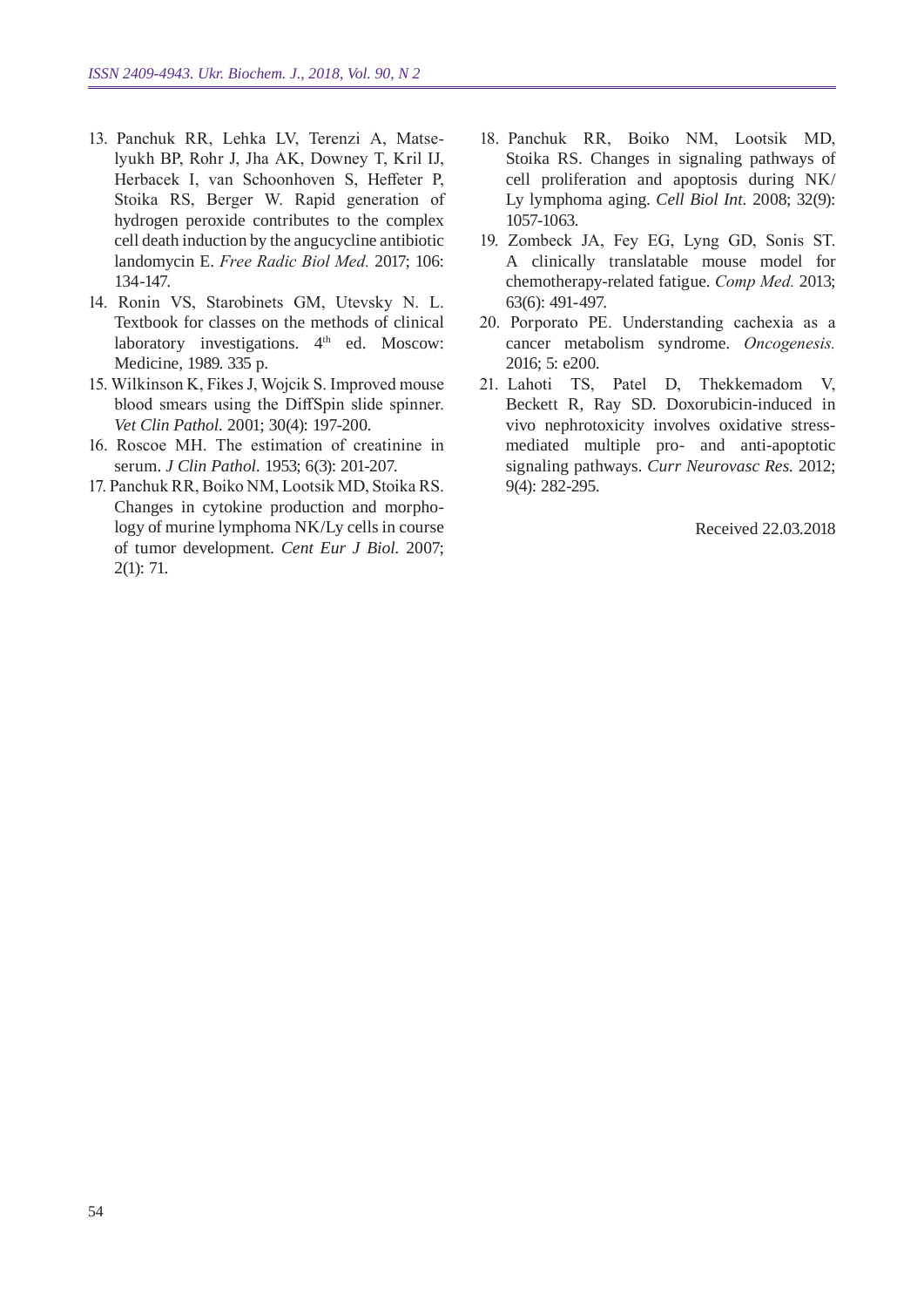13. Panchuk RR, Lehka LV, Terenzi A, Matselyukh BP, Rohr J, Jha AK, Downey T, Kril IJ, Herbacek I, van Schoonhoven S, Heffeter P, Stoika RS, Berger W. Rapid generation of hydrogen peroxide contributes to the complex cell death induction by the angucycline antibiotic landomycin E. *Free Radic Biol Med.* 2017; 106: 134-147.
14. Ronin VS, Starobinets GM, Utevsky N. L. Textbook for classes on the methods of clinical laboratory investigations. 4th ed. Moscow: Medicine, 1989. 335 p.
15. Wilkinson K, Fikes J, Wojcik S. Improved mouse blood smears using the DiffSpin slide spinner. *Vet Clin Pathol.* 2001; 30(4): 197-200.
16. Roscoe MH. The estimation of creatinine in serum. *J Clin Pathol.* 1953; 6(3): 201-207.
17. Panchuk RR, Boiko NM, Lootsik MD, Stoika RS. Changes in cytokine production and morphology of murine lymphoma NK/Ly cells in course of tumor development. *Cent Eur J Biol.* 2007; 2(1): 71.
18. Panchuk RR, Boiko NM, Lootsik MD, Stoika RS. Changes in signaling pathways of cell proliferation and apoptosis during NK/Ly lymphoma aging. *Cell Biol Int.* 2008; 32(9): 1057-1063.
19. Zombeck JA, Fey EG, Lyng GD, Sonis ST. A clinically translatable mouse model for chemotherapy-related fatigue. *Comp Med.* 2013; 63(6): 491-497.
20. Porporato PE. Understanding cachexia as a cancer metabolism syndrome. *Oncogenesis.* 2016; 5: e200.
21. Lahoti TS, Patel D, Thekkemadom V, Beckett R, Ray SD. Doxorubicin-induced in vivo nephrotoxicity involves oxidative stress-mediated multiple pro- and anti-apoptotic signaling pathways. *Curr Neurovasc Res.* 2012; 9(4): 282-295.

Received 22.03.2018